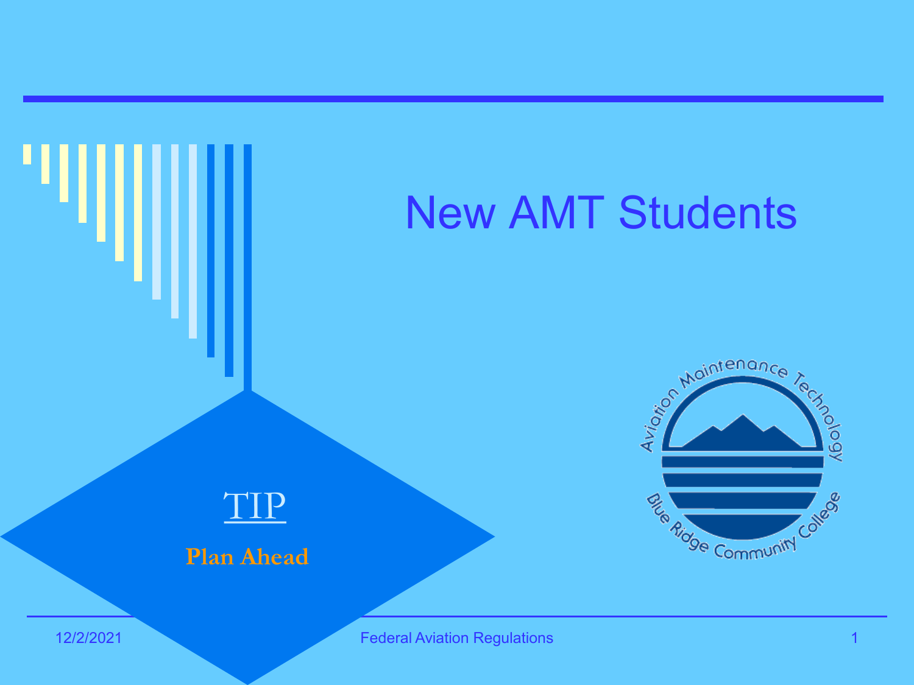# New AMT Students

TIP

**Plan Ahead**

Aviation Maintenance Technology

Blue Ridge Community College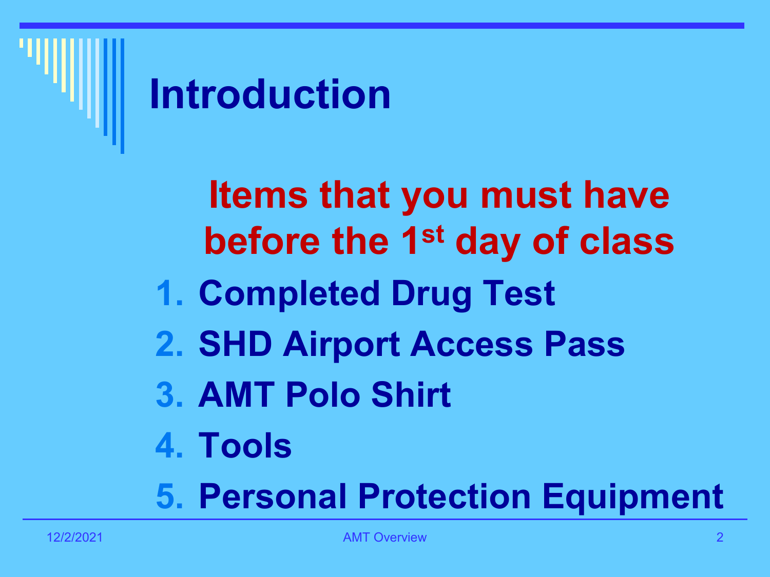# Introduction

**Items that you must have before the 1st day of class**

1. Completed Drug Test
2. SHD Airport Access Pass
3. AMT Polo Shirt
4. Tools
5. Personal Protection Equipment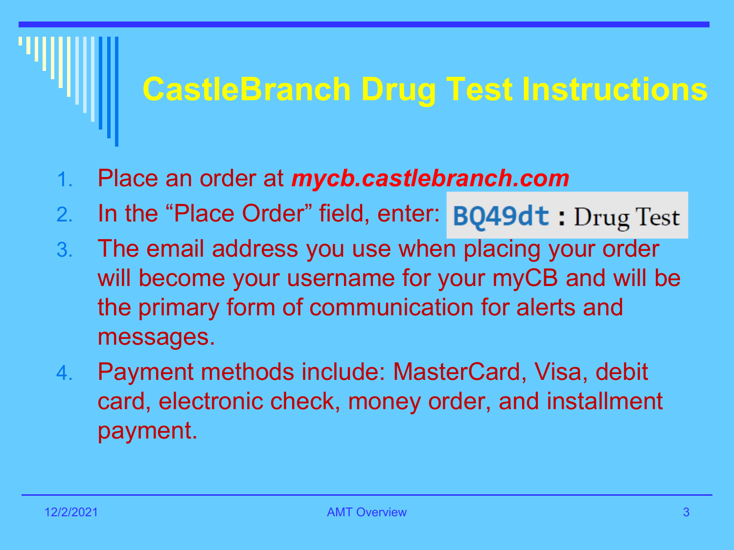# CastleBranch Drug Test Instructions

1. Place an order at ***mycb.castlebranch.com***
2. In the "Place Order" field, enter: BQ49dt : Drug Test
3. The email address you use when placing your order will become your username for your myCB and will be the primary form of communication for alerts and messages.
4. Payment methods include: MasterCard, Visa, debit card, electronic check, money order, and installment payment.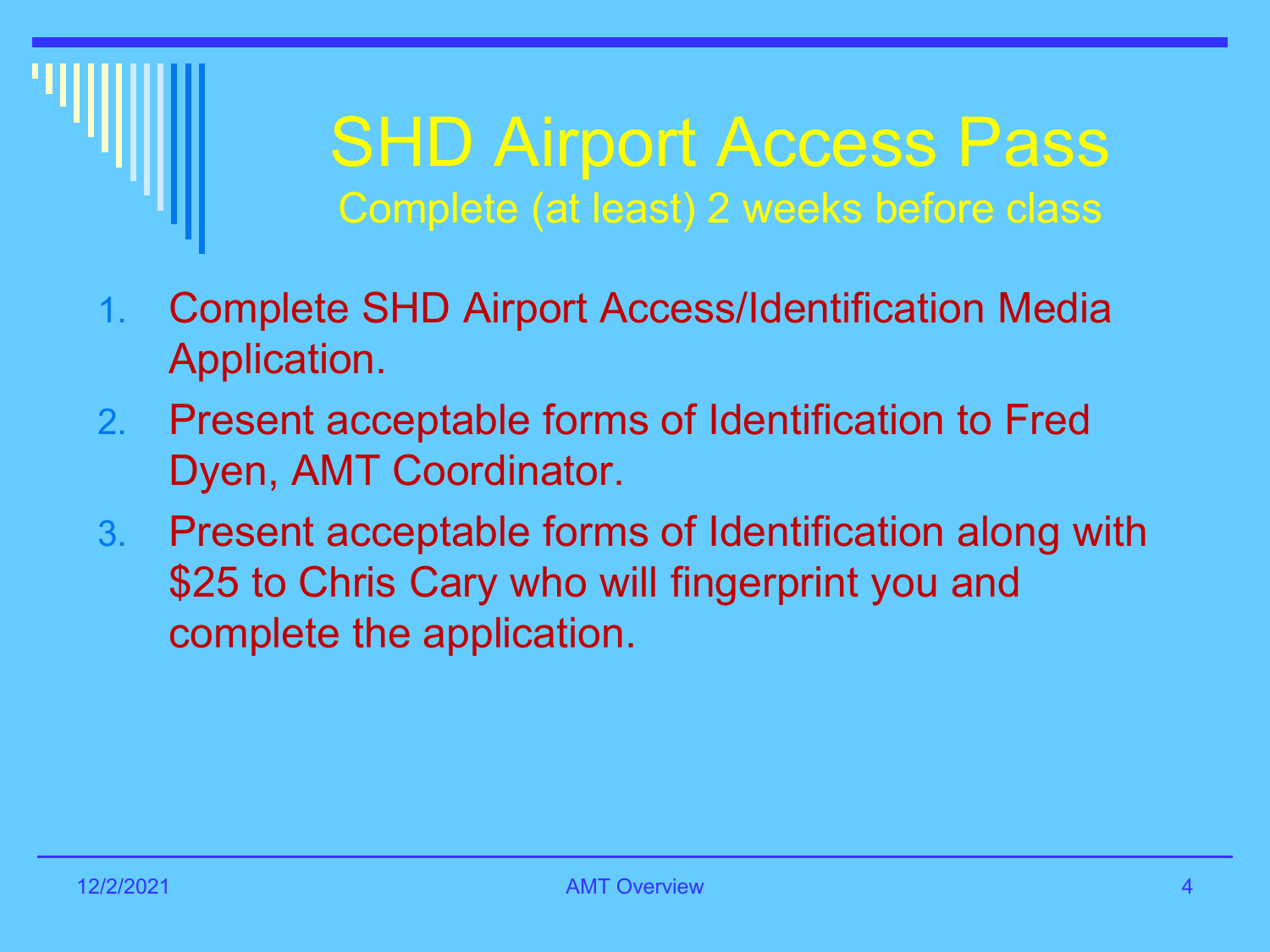# SHD Airport Access Pass

Complete (at least) 2 weeks before class

1. Complete SHD Airport Access/Identification Media Application.
2. Present acceptable forms of Identification to Fred Dyen, AMT Coordinator.
3. Present acceptable forms of Identification along with $25 to Chris Cary who will fingerprint you and complete the application.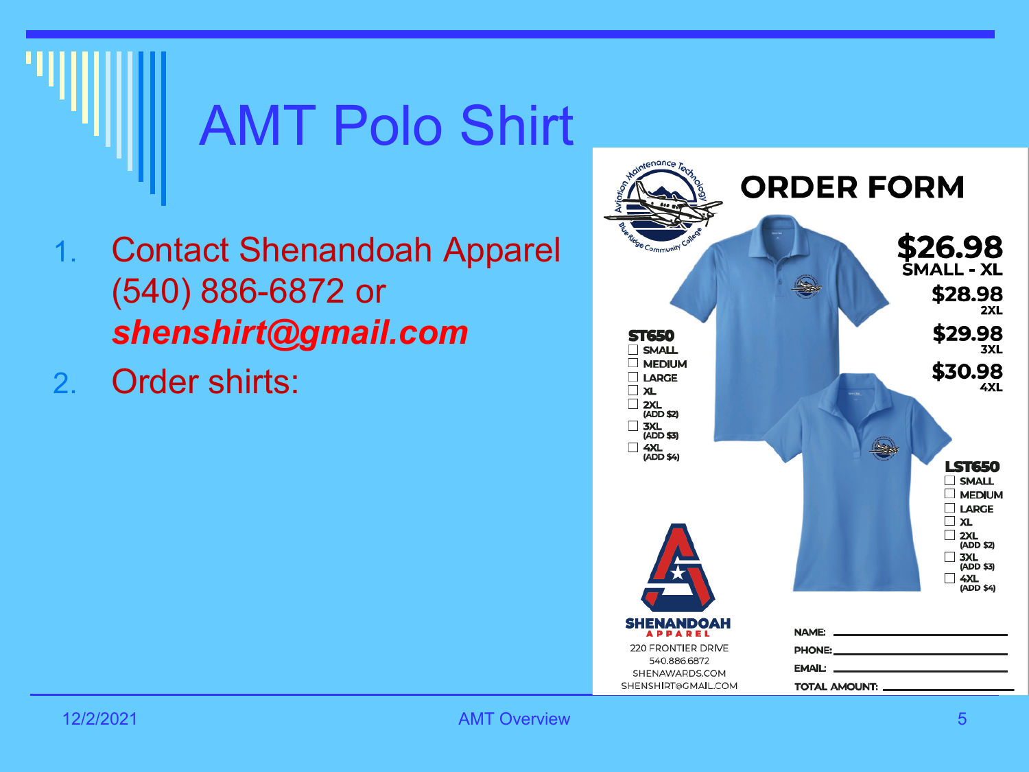# AMT Polo Shirt

1. Contact Shenandoah Apparel (540) 886-6872 or ***shenshirt@gmail.com***
2. Order shirts:

## ORDER FORM

**$26.98** SMALL - XL

**$28.98** 2XL

**$29.98** 3XL

**$30.98** 4XL

**ST650**

- ☐ SMALL
- ☐ MEDIUM
- ☐ LARGE
- ☐ XL
- ☐ 2XL (ADD $2)
- ☐ 3XL (ADD $3)
- ☐ 4XL (ADD $4)

**LST650**

- ☐ SMALL
- ☐ MEDIUM
- ☐ LARGE
- ☐ XL
- ☐ 2XL (ADD $2)
- ☐ 3XL (ADD $3)
- ☐ 4XL (ADD $4)

**SHENANDOAH APPAREL**
220 FRONTIER DRIVE
540.886.6872
SHENAWARDS.COM
SHENSHIRT@GMAIL.COM

NAME: \_\_\_\_\_\_\_\_\_\_\_\_\_\_\_\_

PHONE: \_\_\_\_\_\_\_\_\_\_\_\_\_\_\_\_

EMAIL: \_\_\_\_\_\_\_\_\_\_\_\_\_\_\_\_

TOTAL AMOUNT: \_\_\_\_\_\_\_\_\_\_\_\_\_\_\_\_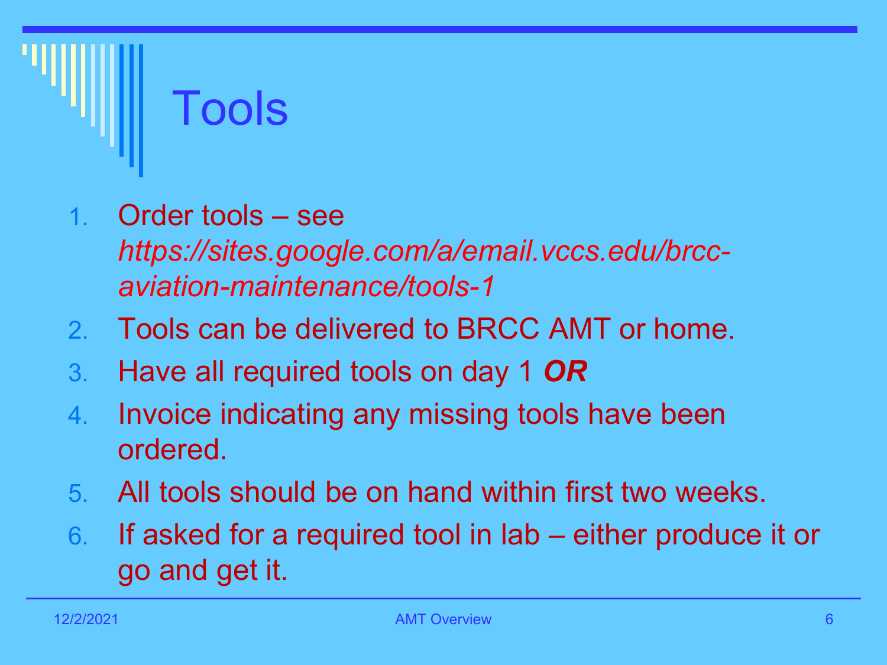# Tools

1. Order tools – see *https://sites.google.com/a/email.vccs.edu/brcc-aviation-maintenance/tools-1*
2. Tools can be delivered to BRCC AMT or home.
3. Have all required tools on day 1 ***OR***
4. Invoice indicating any missing tools have been ordered.
5. All tools should be on hand within first two weeks.
6. If asked for a required tool in lab – either produce it or go and get it.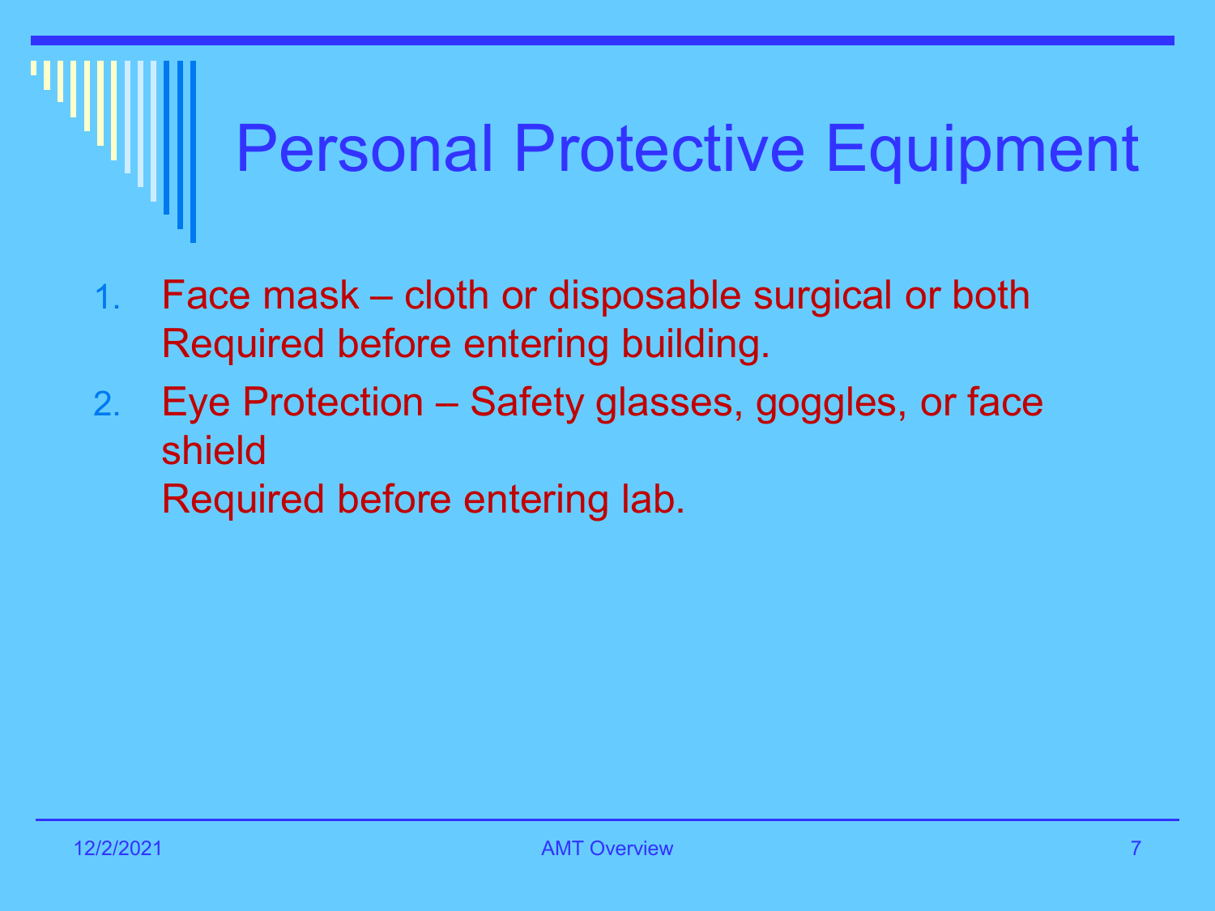# Personal Protective Equipment

1. Face mask – cloth or disposable surgical or both
   Required before entering building.
2. Eye Protection – Safety glasses, goggles, or face shield
   Required before entering lab.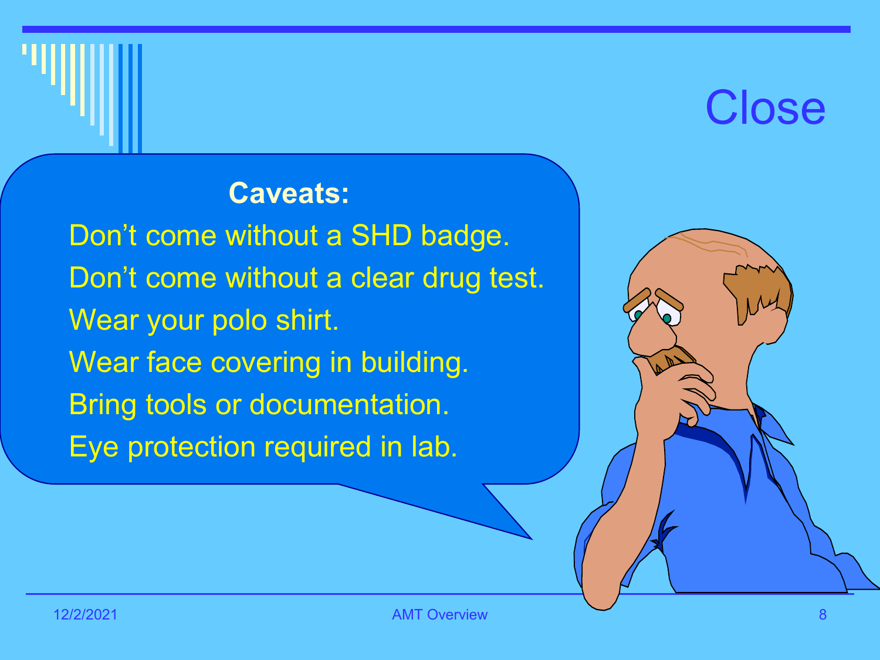# Close

**Caveats:**

Don’t come without a SHD badge.

Don’t come without a clear drug test.

Wear your polo shirt.

Wear face covering in building.

Bring tools or documentation.

Eye protection required in lab.